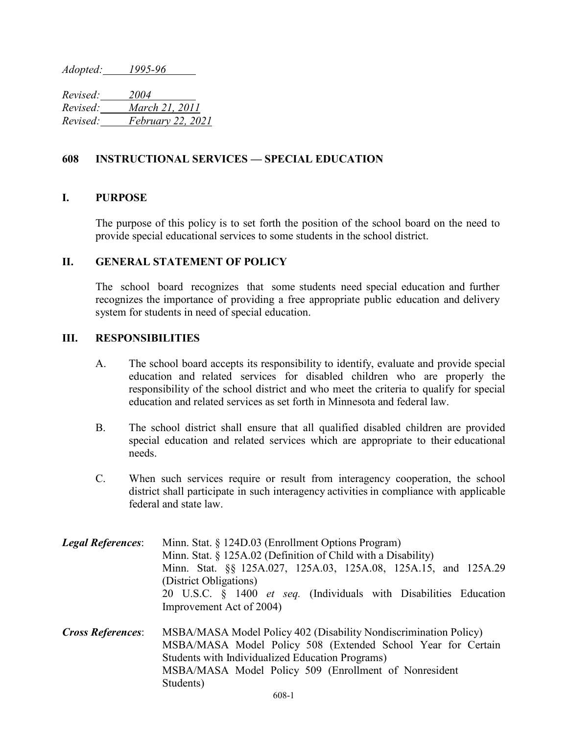*Adopted:* *1995-96*

*Revised:* *2004*
*Revised:* *March 21, 2011*
*Revised:* *February 22, 2021*

# 608 INSTRUCTIONAL SERVICES — SPECIAL EDUCATION

## I. PURPOSE

The purpose of this policy is to set forth the position of the school board on the need to provide special educational services to some students in the school district.

## II. GENERAL STATEMENT OF POLICY

The school board recognizes that some students need special education and further recognizes the importance of providing a free appropriate public education and delivery system for students in need of special education.

## III. RESPONSIBILITIES

A. The school board accepts its responsibility to identify, evaluate and provide special education and related services for disabled children who are properly the responsibility of the school district and who meet the criteria to qualify for special education and related services as set forth in Minnesota and federal law.

B. The school district shall ensure that all qualified disabled children are provided special education and related services which are appropriate to their educational needs.

C. When such services require or result from interagency cooperation, the school district shall participate in such interagency activities in compliance with applicable federal and state law.

***Legal References***: Minn. Stat. § 124D.03 (Enrollment Options Program)
Minn. Stat. § 125A.02 (Definition of Child with a Disability)
Minn. Stat. §§ 125A.027, 125A.03, 125A.08, 125A.15, and 125A.29 (District Obligations)
20 U.S.C. § 1400 *et seq.* (Individuals with Disabilities Education Improvement Act of 2004)

***Cross References***: MSBA/MASA Model Policy 402 (Disability Nondiscrimination Policy)
MSBA/MASA Model Policy 508 (Extended School Year for Certain Students with Individualized Education Programs)
MSBA/MASA Model Policy 509 (Enrollment of Nonresident Students)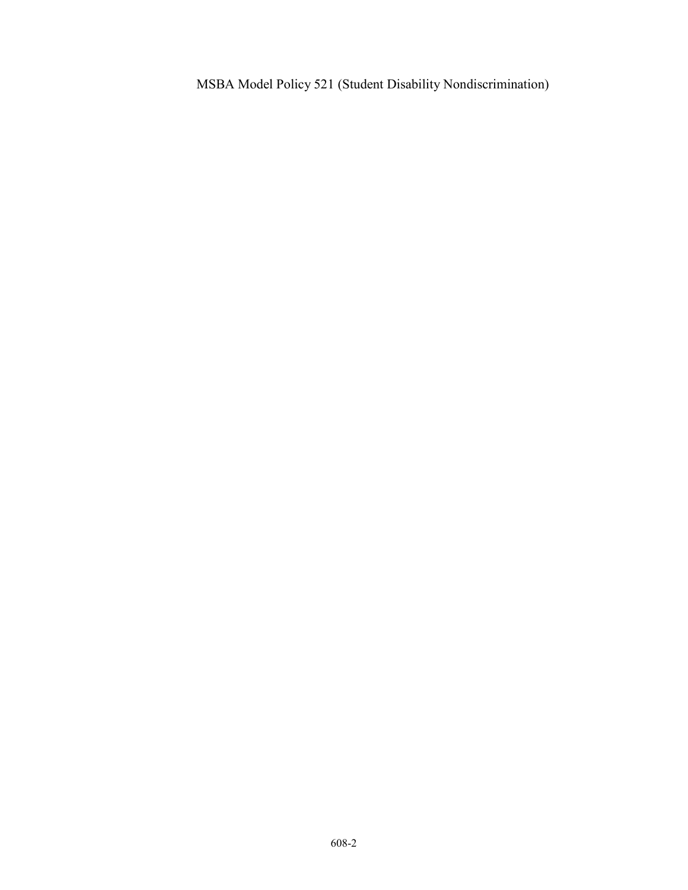MSBA Model Policy 521 (Student Disability Nondiscrimination)